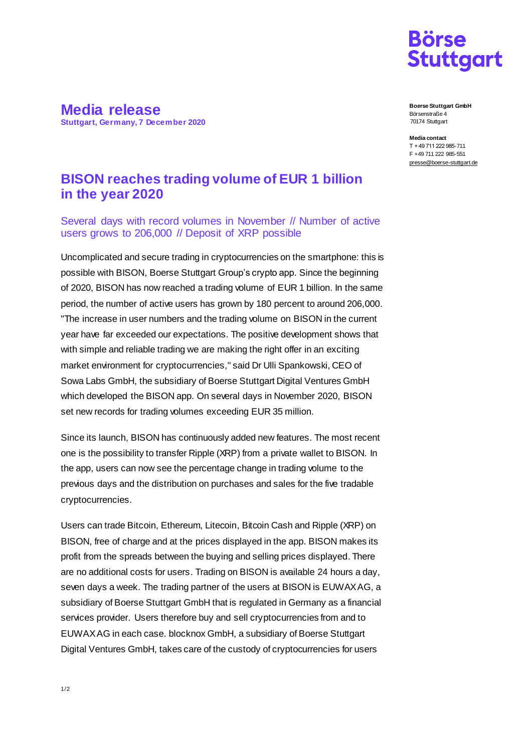# Media release

**Stuttgart, Germany, 7 December 2020**

**Boerse Stuttgart GmbH**
Börsenstraße 4
70174 Stuttgart

**Media contact**
T + 49 711 222 985-711
F +49 711 222 985-551
presse@boerse-stuttgart.de

## BISON reaches trading volume of EUR 1 billion in the year 2020

### Several days with record volumes in November // Number of active users grows to 206,000 // Deposit of XRP possible

Uncomplicated and secure trading in cryptocurrencies on the smartphone: this is possible with BISON, Boerse Stuttgart Group's crypto app. Since the beginning of 2020, BISON has now reached a trading volume of EUR 1 billion. In the same period, the number of active users has grown by 180 percent to around 206,000. "The increase in user numbers and the trading volume on BISON in the current year have far exceeded our expectations. The positive development shows that with simple and reliable trading we are making the right offer in an exciting market environment for cryptocurrencies," said Dr Ulli Spankowski, CEO of Sowa Labs GmbH, the subsidiary of Boerse Stuttgart Digital Ventures GmbH which developed the BISON app. On several days in November 2020, BISON set new records for trading volumes exceeding EUR 35 million.

Since its launch, BISON has continuously added new features. The most recent one is the possibility to transfer Ripple (XRP) from a private wallet to BISON. In the app, users can now see the percentage change in trading volume to the previous days and the distribution on purchases and sales for the five tradable cryptocurrencies.

Users can trade Bitcoin, Ethereum, Litecoin, Bitcoin Cash and Ripple (XRP) on BISON, free of charge and at the prices displayed in the app. BISON makes its profit from the spreads between the buying and selling prices displayed. There are no additional costs for users. Trading on BISON is available 24 hours a day, seven days a week. The trading partner of the users at BISON is EUWAX AG, a subsidiary of Boerse Stuttgart GmbH that is regulated in Germany as a financial services provider. Users therefore buy and sell cryptocurrencies from and to EUWAX AG in each case. blocknox GmbH, a subsidiary of Boerse Stuttgart Digital Ventures GmbH, takes care of the custody of cryptocurrencies for users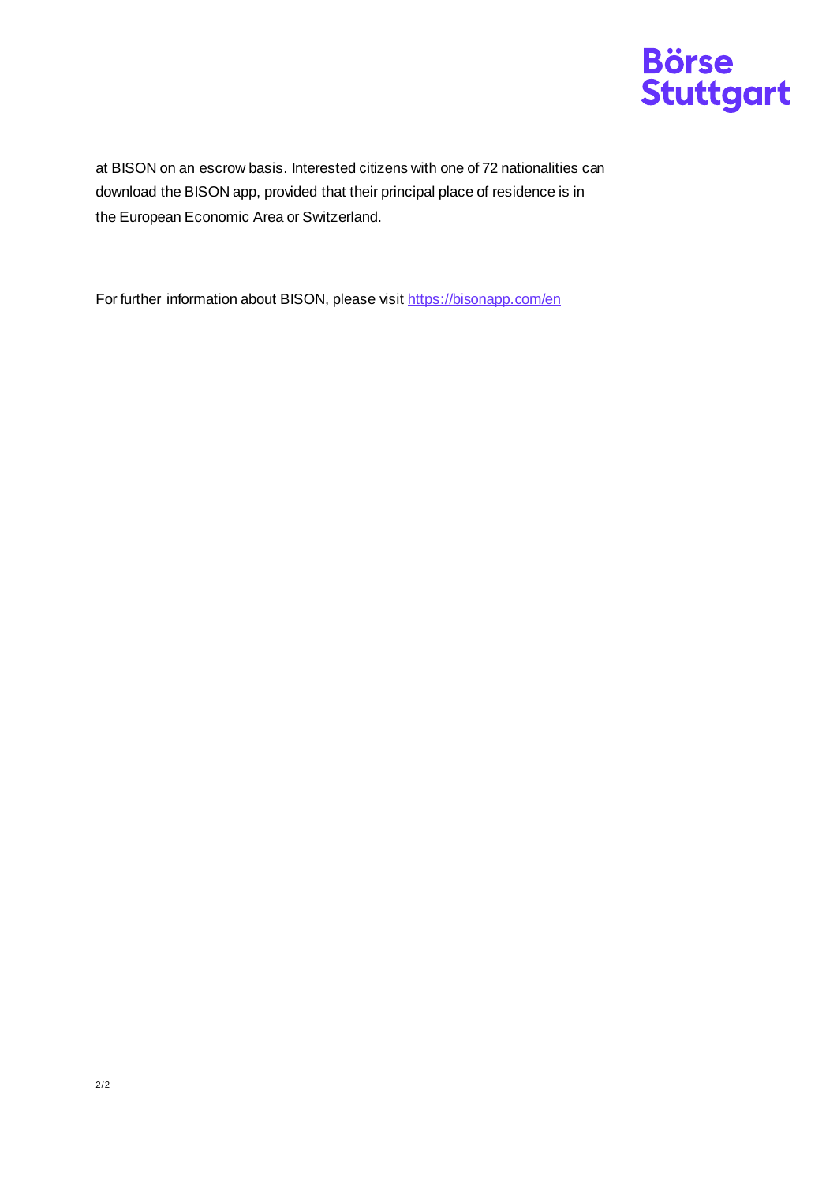at BISON on an escrow basis. Interested citizens with one of 72 nationalities can download the BISON app, provided that their principal place of residence is in the European Economic Area or Switzerland.

For further information about BISON, please visit [https://bisonapp.com/en](https://bisonapp.com/en)